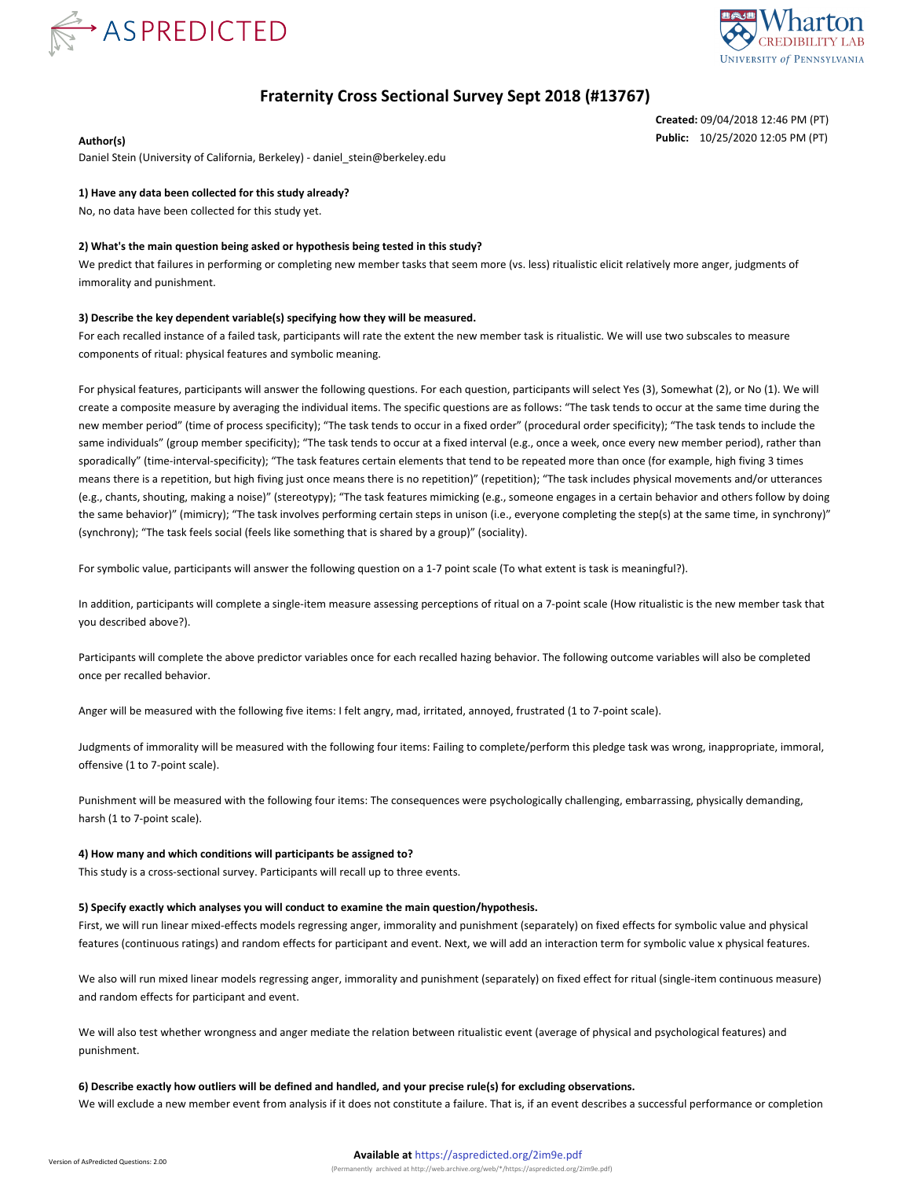# Fraternity Cross Sectional Survey Sept 2018 (#13767)

**Created:** 09/04/2018 12:46 PM (PT)
**Public:** 10/25/2020 12:05 PM (PT)

**Author(s)**
Daniel Stein (University of California, Berkeley) - daniel_stein@berkeley.edu

**1) Have any data been collected for this study already?**
No, no data have been collected for this study yet.

**2) What's the main question being asked or hypothesis being tested in this study?**
We predict that failures in performing or completing new member tasks that seem more (vs. less) ritualistic elicit relatively more anger, judgments of immorality and punishment.

**3) Describe the key dependent variable(s) specifying how they will be measured.**
For each recalled instance of a failed task, participants will rate the extent the new member task is ritualistic. We will use two subscales to measure components of ritual: physical features and symbolic meaning.

For physical features, participants will answer the following questions. For each question, participants will select Yes (3), Somewhat (2), or No (1). We will create a composite measure by averaging the individual items. The specific questions are as follows: "The task tends to occur at the same time during the new member period" (time of process specificity); "The task tends to occur in a fixed order" (procedural order specificity); "The task tends to include the same individuals" (group member specificity); "The task tends to occur at a fixed interval (e.g., once a week, once every new member period), rather than sporadically" (time-interval-specificity); "The task features certain elements that tend to be repeated more than once (for example, high fiving 3 times means there is a repetition, but high fiving just once means there is no repetition)" (repetition); "The task includes physical movements and/or utterances (e.g., chants, shouting, making a noise)" (stereotypy); "The task features mimicking (e.g., someone engages in a certain behavior and others follow by doing the same behavior)" (mimicry); "The task involves performing certain steps in unison (i.e., everyone completing the step(s) at the same time, in synchrony)" (synchrony); "The task feels social (feels like something that is shared by a group)" (sociality).

For symbolic value, participants will answer the following question on a 1-7 point scale (To what extent is task is meaningful?).

In addition, participants will complete a single-item measure assessing perceptions of ritual on a 7-point scale (How ritualistic is the new member task that you described above?).

Participants will complete the above predictor variables once for each recalled hazing behavior. The following outcome variables will also be completed once per recalled behavior.

Anger will be measured with the following five items: I felt angry, mad, irritated, annoyed, frustrated (1 to 7-point scale).

Judgments of immorality will be measured with the following four items: Failing to complete/perform this pledge task was wrong, inappropriate, immoral, offensive (1 to 7-point scale).

Punishment will be measured with the following four items: The consequences were psychologically challenging, embarrassing, physically demanding, harsh (1 to 7-point scale).

**4) How many and which conditions will participants be assigned to?**
This study is a cross-sectional survey. Participants will recall up to three events.

**5) Specify exactly which analyses you will conduct to examine the main question/hypothesis.**
First, we will run linear mixed-effects models regressing anger, immorality and punishment (separately) on fixed effects for symbolic value and physical features (continuous ratings) and random effects for participant and event. Next, we will add an interaction term for symbolic value x physical features.

We also will run mixed linear models regressing anger, immorality and punishment (separately) on fixed effect for ritual (single-item continuous measure) and random effects for participant and event.

We will also test whether wrongness and anger mediate the relation between ritualistic event (average of physical and psychological features) and punishment.

**6) Describe exactly how outliers will be defined and handled, and your precise rule(s) for excluding observations.**
We will exclude a new member event from analysis if it does not constitute a failure. That is, if an event describes a successful performance or completion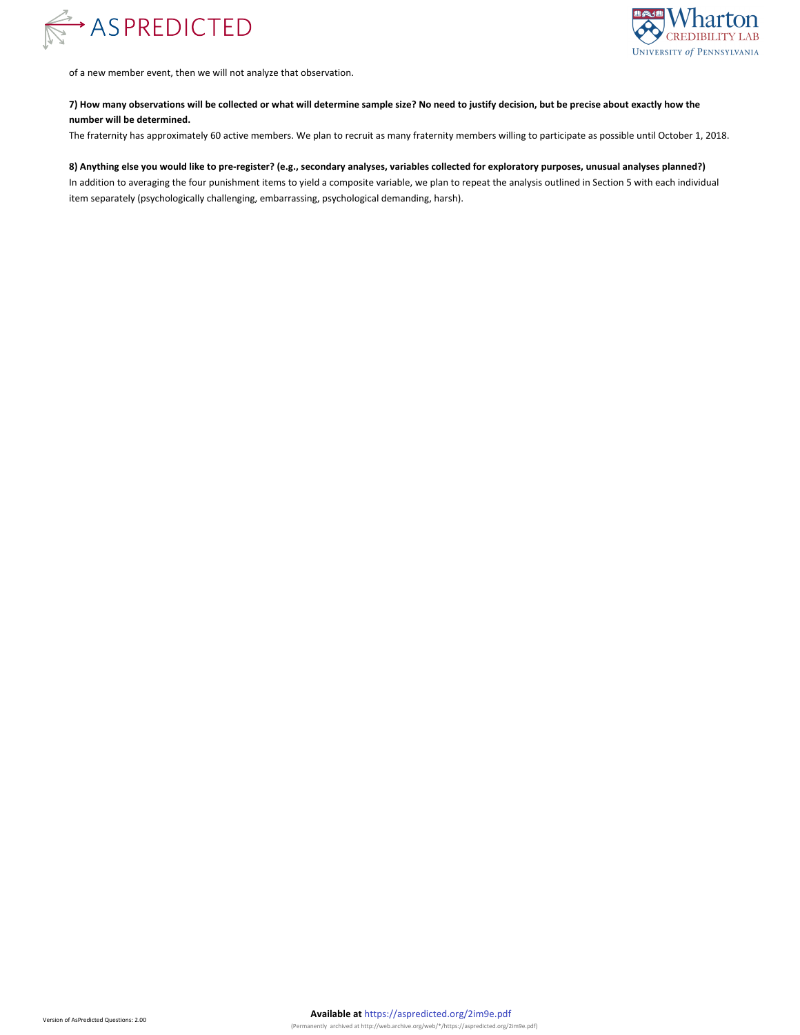of a new member event, then we will not analyze that observation.

**7) How many observations will be collected or what will determine sample size? No need to justify decision, but be precise about exactly how the number will be determined.**

The fraternity has approximately 60 active members. We plan to recruit as many fraternity members willing to participate as possible until October 1, 2018.

**8) Anything else you would like to pre-register? (e.g., secondary analyses, variables collected for exploratory purposes, unusual analyses planned?)**

In addition to averaging the four punishment items to yield a composite variable, we plan to repeat the analysis outlined in Section 5 with each individual item separately (psychologically challenging, embarrassing, psychological demanding, harsh).